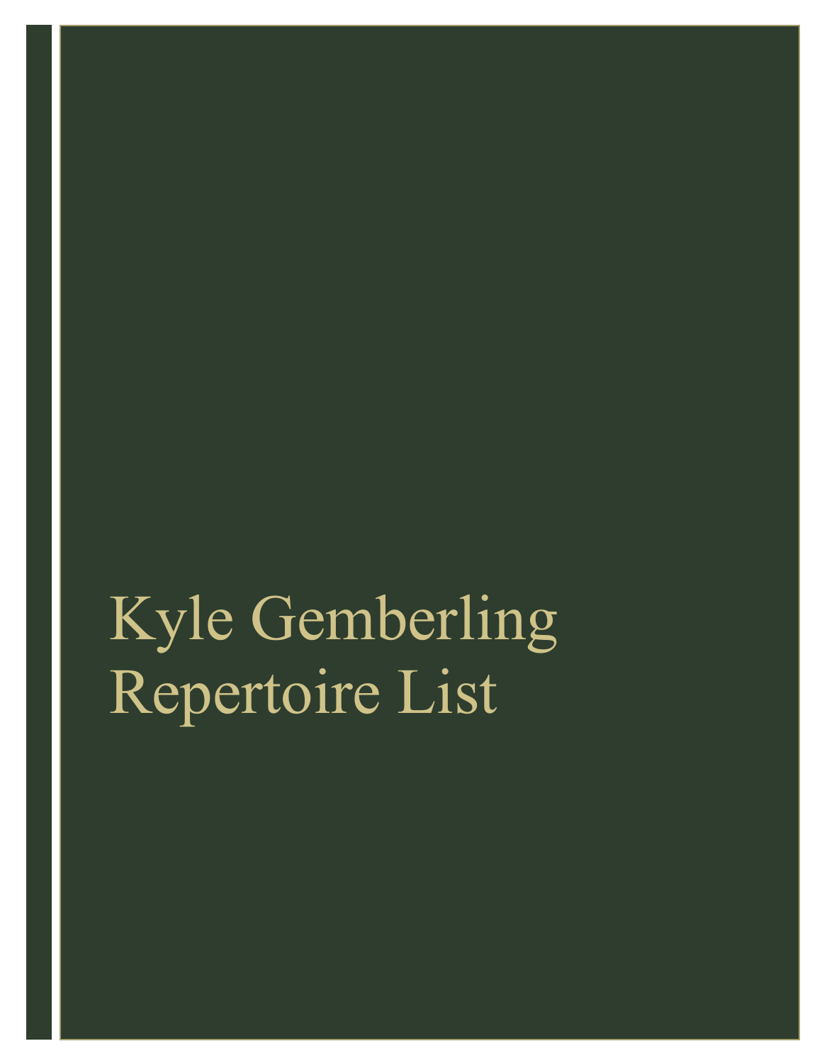# Kyle Gemberling Repertoire List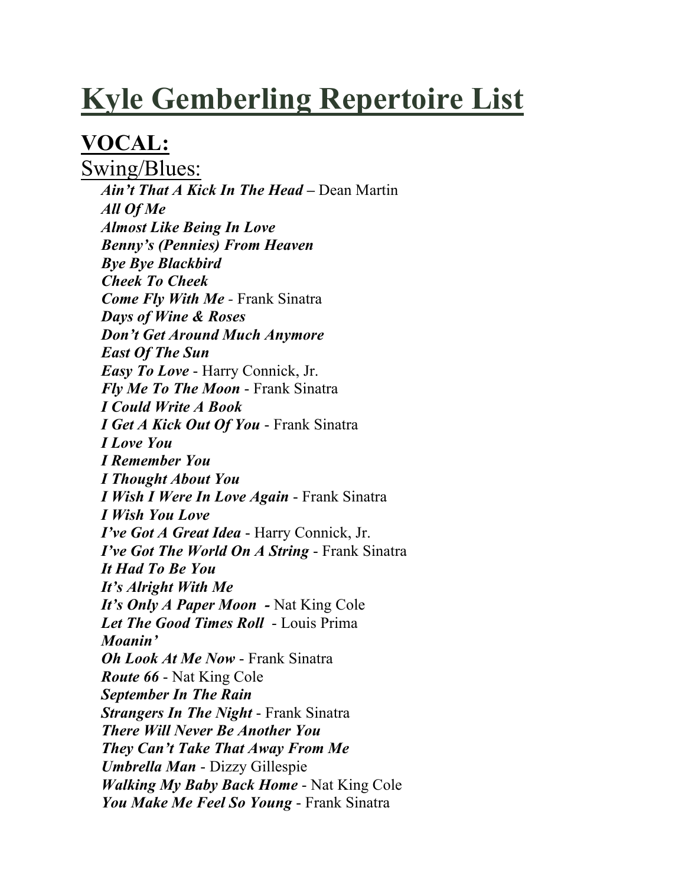# Kyle Gemberling Repertoire List

## VOCAL:

### Swing/Blues:

- ***Ain't That A Kick In The Head*** – Dean Martin
- ***All Of Me***
- ***Almost Like Being In Love***
- ***Benny's (Pennies) From Heaven***
- ***Bye Bye Blackbird***
- ***Cheek To Cheek***
- ***Come Fly With Me*** - Frank Sinatra
- ***Days of Wine & Roses***
- ***Don't Get Around Much Anymore***
- ***East Of The Sun***
- ***Easy To Love*** - Harry Connick, Jr.
- ***Fly Me To The Moon*** - Frank Sinatra
- ***I Could Write A Book***
- ***I Get A Kick Out Of You*** - Frank Sinatra
- ***I Love You***
- ***I Remember You***
- ***I Thought About You***
- ***I Wish I Were In Love Again*** - Frank Sinatra
- ***I Wish You Love***
- ***I've Got A Great Idea*** - Harry Connick, Jr.
- ***I've Got The World On A String*** - Frank Sinatra
- ***It Had To Be You***
- ***It's Alright With Me***
- ***It's Only A Paper Moon*** - Nat King Cole
- ***Let The Good Times Roll*** - Louis Prima
- ***Moanin'***
- ***Oh Look At Me Now*** - Frank Sinatra
- ***Route 66*** - Nat King Cole
- ***September In The Rain***
- ***Strangers In The Night*** - Frank Sinatra
- ***There Will Never Be Another You***
- ***They Can't Take That Away From Me***
- ***Umbrella Man*** - Dizzy Gillespie
- ***Walking My Baby Back Home*** - Nat King Cole
- ***You Make Me Feel So Young*** - Frank Sinatra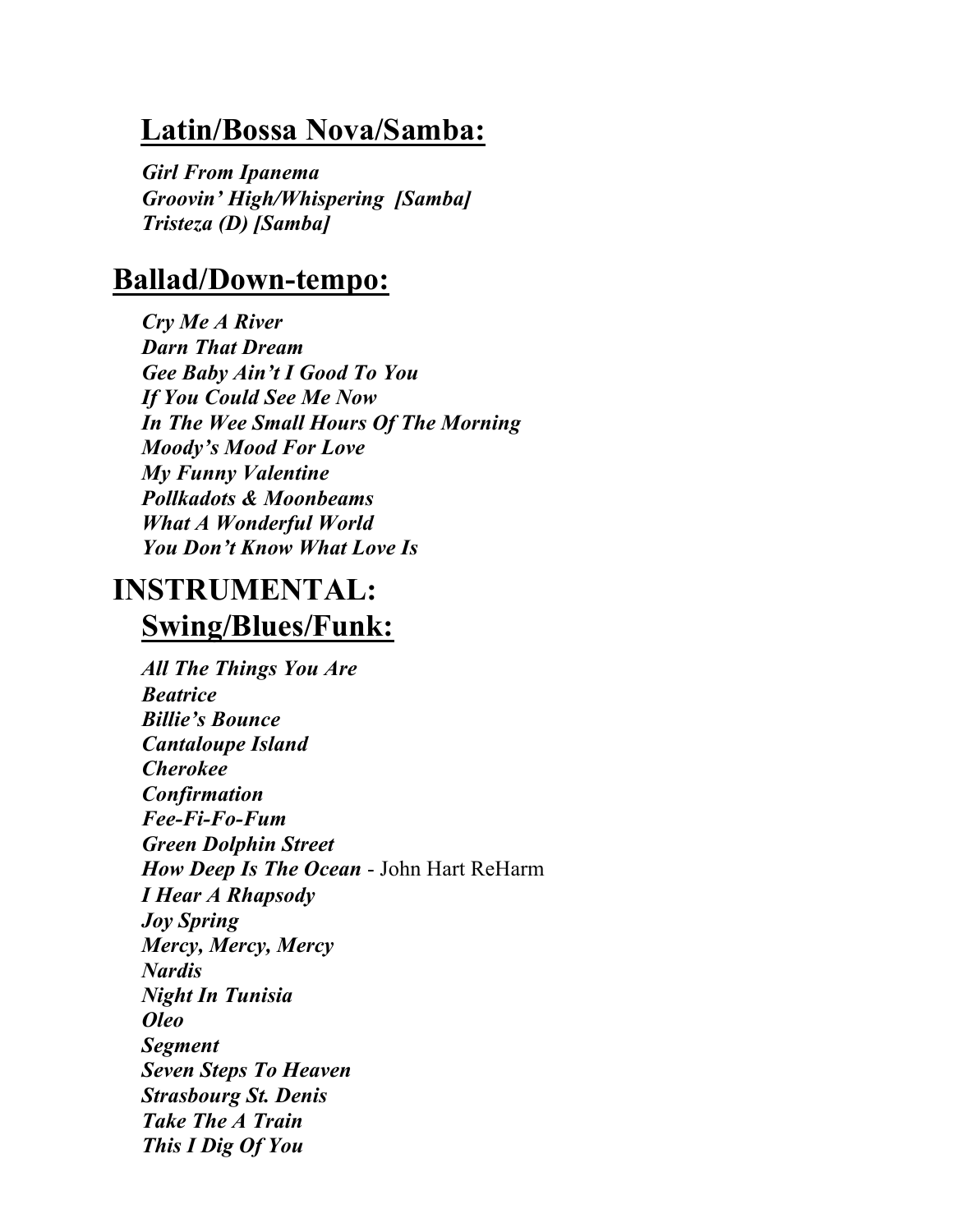## Latin/Bossa Nova/Samba:

***Girl From Ipanema***
***Groovin' High/Whispering [Samba]***
***Tristeza (D) [Samba]***

## Ballad/Down-tempo:

***Cry Me A River***
***Darn That Dream***
***Gee Baby Ain't I Good To You***
***If You Could See Me Now***
***In The Wee Small Hours Of The Morning***
***Moody's Mood For Love***
***My Funny Valentine***
***Pollkadots & Moonbeams***
***What A Wonderful World***
***You Don't Know What Love Is***

# INSTRUMENTAL:

## Swing/Blues/Funk:

***All The Things You Are***
***Beatrice***
***Billie's Bounce***
***Cantaloupe Island***
***Cherokee***
***Confirmation***
***Fee-Fi-Fo-Fum***
***Green Dolphin Street***
***How Deep Is The Ocean*** - John Hart ReHarm
***I Hear A Rhapsody***
***Joy Spring***
***Mercy, Mercy, Mercy***
***Nardis***
***Night In Tunisia***
***Oleo***
***Segment***
***Seven Steps To Heaven***
***Strasbourg St. Denis***
***Take The A Train***
***This I Dig Of You***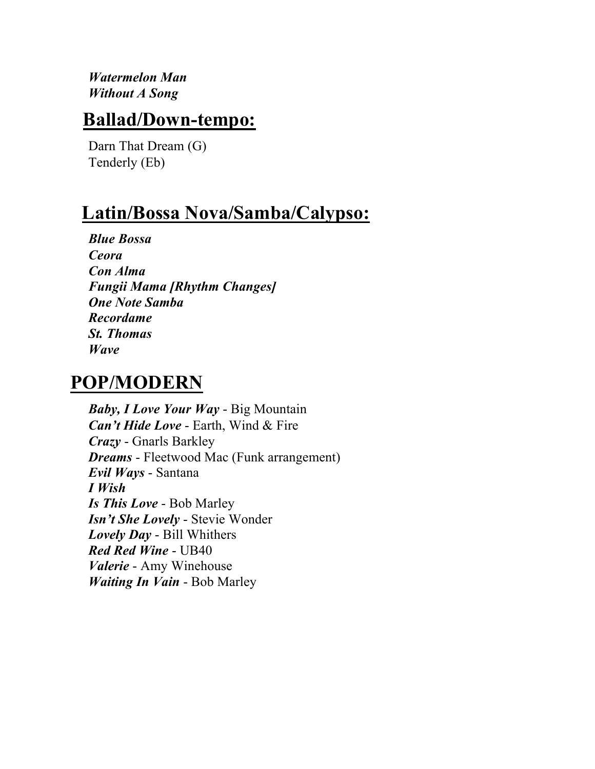***Watermelon Man***
***Without A Song***

## Ballad/Down-tempo:

Darn That Dream (G)
Tenderly (Eb)

## Latin/Bossa Nova/Samba/Calypso:

***Blue Bossa***
***Ceora***
***Con Alma***
***Fungii Mama [Rhythm Changes]***
***One Note Samba***
***Recordame***
***St. Thomas***
***Wave***

# POP/MODERN

***Baby, I Love Your Way*** - Big Mountain
***Can't Hide Love*** - Earth, Wind & Fire
***Crazy*** - Gnarls Barkley
***Dreams*** - Fleetwood Mac (Funk arrangement)
***Evil Ways*** - Santana
***I Wish***
***Is This Love*** - Bob Marley
***Isn't She Lovely*** - Stevie Wonder
***Lovely Day*** - Bill Whithers
***Red Red Wine*** - UB40
***Valerie*** - Amy Winehouse
***Waiting In Vain*** - Bob Marley